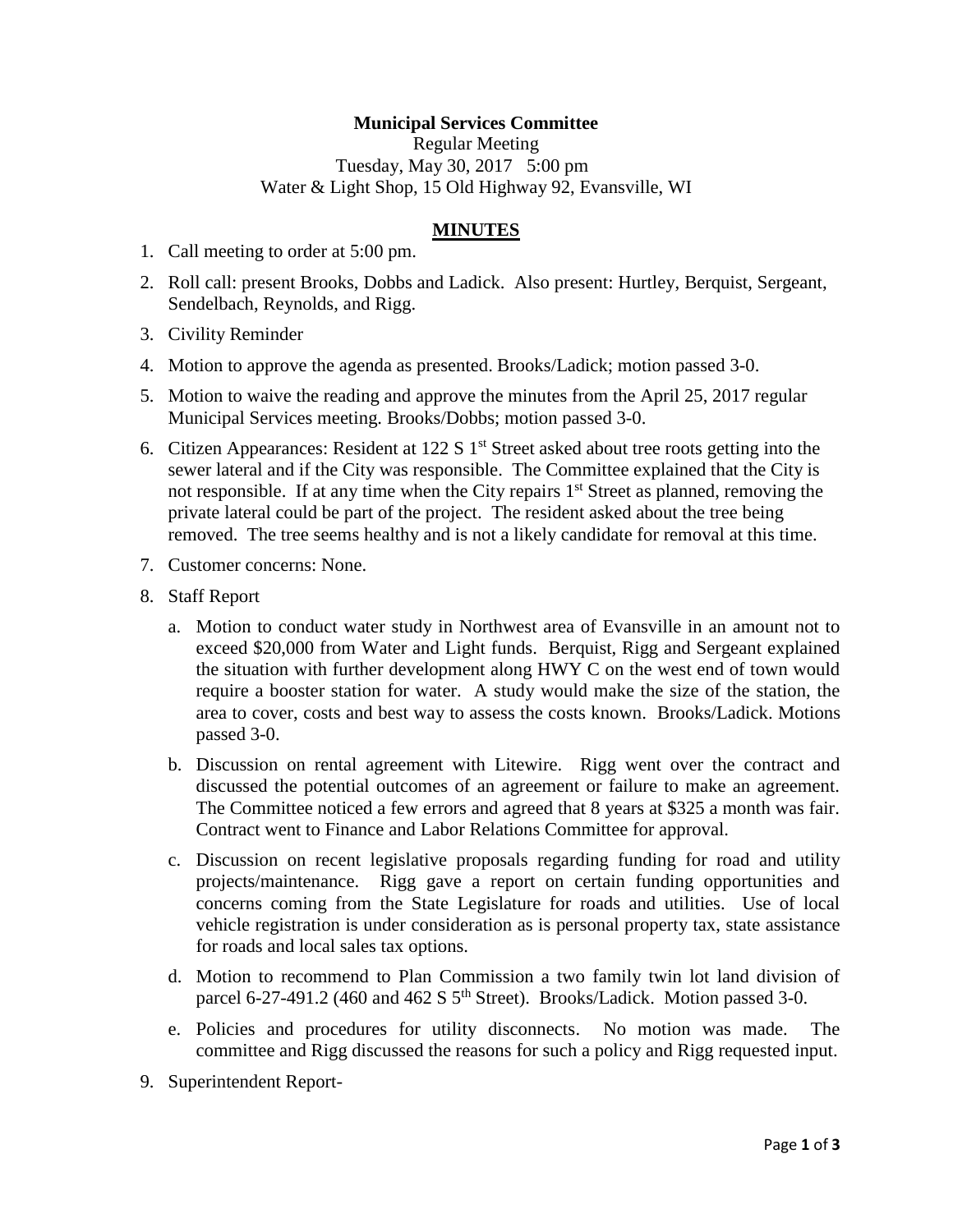**Municipal Services Committee**

Regular Meeting

Tuesday, May 30, 2017 5:00 pm

Water & Light Shop, 15 Old Highway 92, Evansville, WI

## MINUTES

1. Call meeting to order at 5:00 pm.
2. Roll call: present Brooks, Dobbs and Ladick. Also present: Hurtley, Berquist, Sergeant, Sendelbach, Reynolds, and Rigg.
3. Civility Reminder
4. Motion to approve the agenda as presented. Brooks/Ladick; motion passed 3-0.
5. Motion to waive the reading and approve the minutes from the April 25, 2017 regular Municipal Services meeting. Brooks/Dobbs; motion passed 3-0.
6. Citizen Appearances: Resident at 122 S 1st Street asked about tree roots getting into the sewer lateral and if the City was responsible. The Committee explained that the City is not responsible. If at any time when the City repairs 1st Street as planned, removing the private lateral could be part of the project. The resident asked about the tree being removed. The tree seems healthy and is not a likely candidate for removal at this time.
7. Customer concerns: None.
8. Staff Report
   a. Motion to conduct water study in Northwest area of Evansville in an amount not to exceed $20,000 from Water and Light funds. Berquist, Rigg and Sergeant explained the situation with further development along HWY C on the west end of town would require a booster station for water. A study would make the size of the station, the area to cover, costs and best way to assess the costs known. Brooks/Ladick. Motions passed 3-0.
   b. Discussion on rental agreement with Litewire. Rigg went over the contract and discussed the potential outcomes of an agreement or failure to make an agreement. The Committee noticed a few errors and agreed that 8 years at $325 a month was fair. Contract went to Finance and Labor Relations Committee for approval.
   c. Discussion on recent legislative proposals regarding funding for road and utility projects/maintenance. Rigg gave a report on certain funding opportunities and concerns coming from the State Legislature for roads and utilities. Use of local vehicle registration is under consideration as is personal property tax, state assistance for roads and local sales tax options.
   d. Motion to recommend to Plan Commission a two family twin lot land division of parcel 6-27-491.2 (460 and 462 S 5th Street). Brooks/Ladick. Motion passed 3-0.
   e. Policies and procedures for utility disconnects. No motion was made. The committee and Rigg discussed the reasons for such a policy and Rigg requested input.
9. Superintendent Report-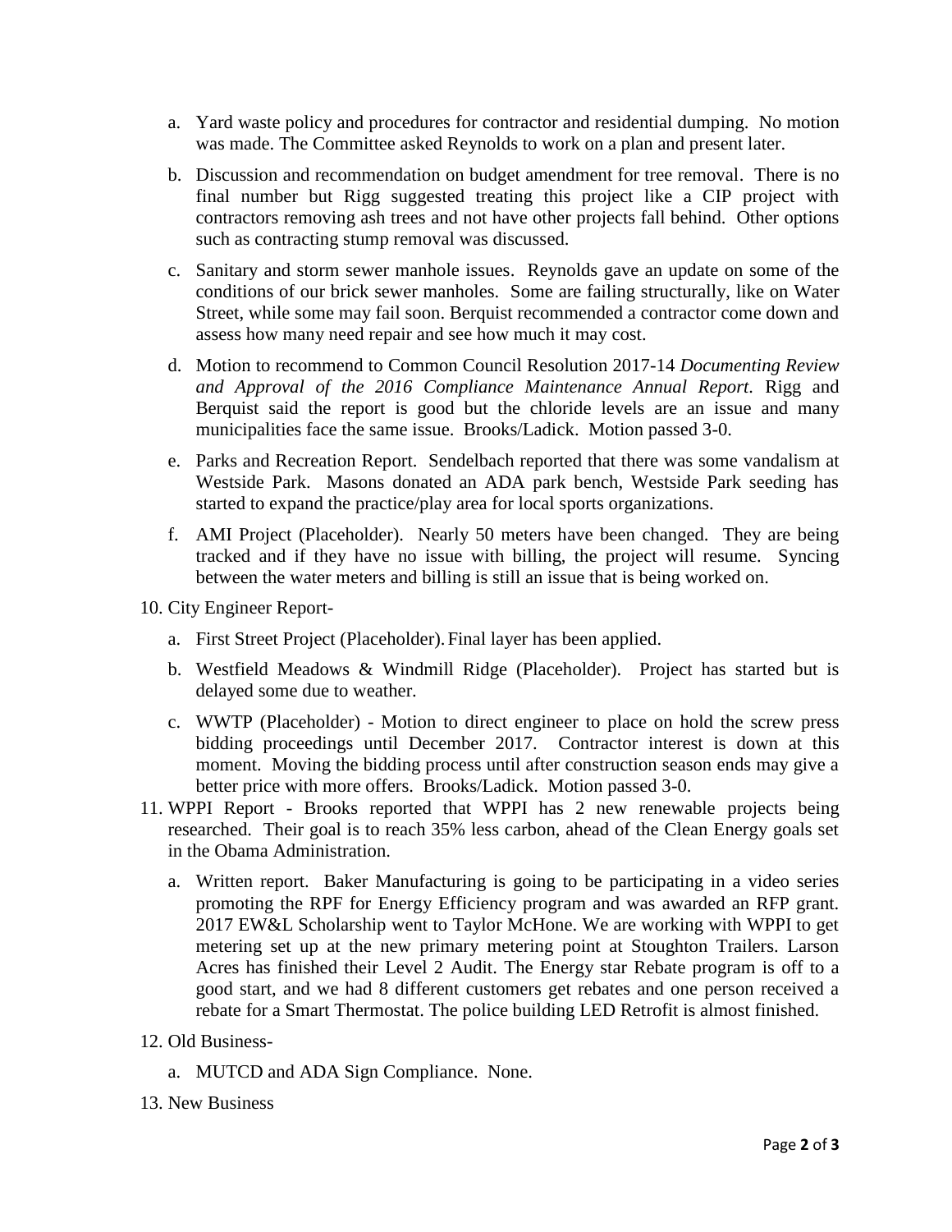a. Yard waste policy and procedures for contractor and residential dumping. No motion was made. The Committee asked Reynolds to work on a plan and present later.

b. Discussion and recommendation on budget amendment for tree removal. There is no final number but Rigg suggested treating this project like a CIP project with contractors removing ash trees and not have other projects fall behind. Other options such as contracting stump removal was discussed.

c. Sanitary and storm sewer manhole issues. Reynolds gave an update on some of the conditions of our brick sewer manholes. Some are failing structurally, like on Water Street, while some may fail soon. Berquist recommended a contractor come down and assess how many need repair and see how much it may cost.

d. Motion to recommend to Common Council Resolution 2017-14 *Documenting Review and Approval of the 2016 Compliance Maintenance Annual Report*. Rigg and Berquist said the report is good but the chloride levels are an issue and many municipalities face the same issue. Brooks/Ladick. Motion passed 3-0.

e. Parks and Recreation Report. Sendelbach reported that there was some vandalism at Westside Park. Masons donated an ADA park bench, Westside Park seeding has started to expand the practice/play area for local sports organizations.

f. AMI Project (Placeholder). Nearly 50 meters have been changed. They are being tracked and if they have no issue with billing, the project will resume. Syncing between the water meters and billing is still an issue that is being worked on.

10. City Engineer Report-

    a. First Street Project (Placeholder). Final layer has been applied.

    b. Westfield Meadows & Windmill Ridge (Placeholder). Project has started but is delayed some due to weather.

    c. WWTP (Placeholder) - Motion to direct engineer to place on hold the screw press bidding proceedings until December 2017. Contractor interest is down at this moment. Moving the bidding process until after construction season ends may give a better price with more offers. Brooks/Ladick. Motion passed 3-0.

11. WPPI Report - Brooks reported that WPPI has 2 new renewable projects being researched. Their goal is to reach 35% less carbon, ahead of the Clean Energy goals set in the Obama Administration.

    a. Written report. Baker Manufacturing is going to be participating in a video series promoting the RPF for Energy Efficiency program and was awarded an RFP grant. 2017 EW&L Scholarship went to Taylor McHone. We are working with WPPI to get metering set up at the new primary metering point at Stoughton Trailers. Larson Acres has finished their Level 2 Audit. The Energy star Rebate program is off to a good start, and we had 8 different customers get rebates and one person received a rebate for a Smart Thermostat. The police building LED Retrofit is almost finished.

12. Old Business-

    a. MUTCD and ADA Sign Compliance. None.

13. New Business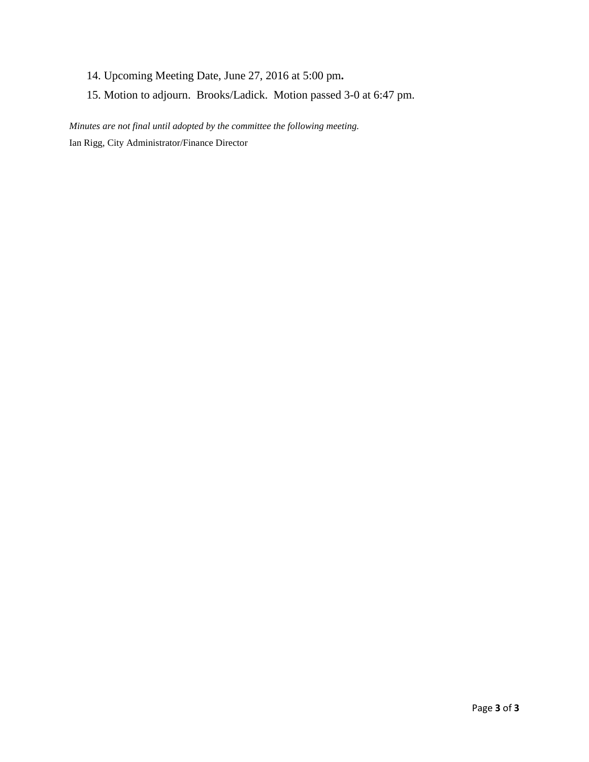14. Upcoming Meeting Date, June 27, 2016 at 5:00 pm**.**
15. Motion to adjourn. Brooks/Ladick. Motion passed 3-0 at 6:47 pm.

*Minutes are not final until adopted by the committee the following meeting.*

Ian Rigg, City Administrator/Finance Director